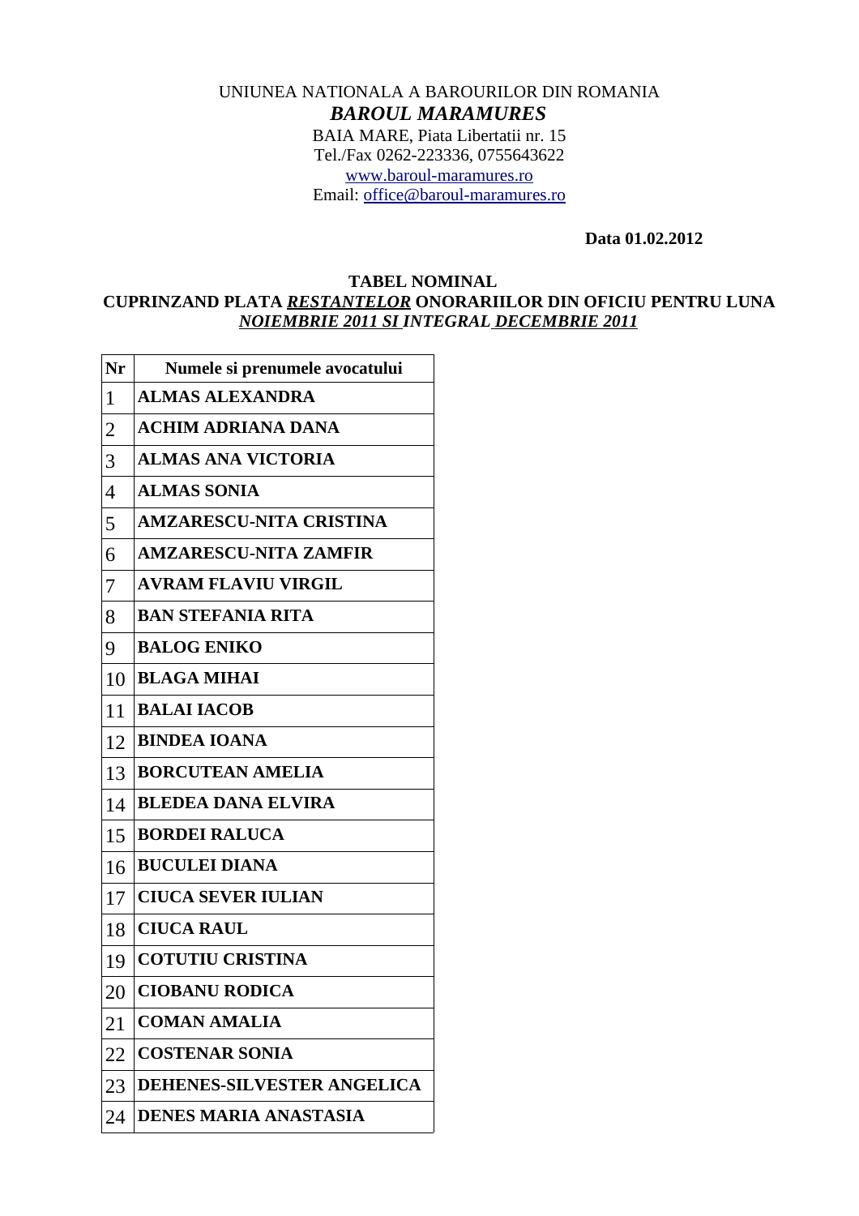UNIUNEA NATIONALA A BAROURILOR DIN ROMANIA

***BAROUL MARAMURES***

BAIA MARE, Piata Libertatii nr. 15

Tel./Fax 0262-223336, 0755643622

www.baroul-maramures.ro

Email: office@baroul-maramures.ro

**Data 01.02.2012**

**TABEL NOMINAL**

**CUPRINZAND PLATA *RESTANTELOR* ONORARIILOR DIN OFICIU PENTRU LUNA *NOIEMBRIE 2011 SI* INTEGRAL *DECEMBRIE 2011***

| Nr | Numele si prenumele avocatului |
|---|---|
| 1 | ALMAS ALEXANDRA |
| 2 | ACHIM ADRIANA DANA |
| 3 | ALMAS ANA VICTORIA |
| 4 | ALMAS SONIA |
| 5 | AMZARESCU-NITA CRISTINA |
| 6 | AMZARESCU-NITA ZAMFIR |
| 7 | AVRAM FLAVIU VIRGIL |
| 8 | BAN STEFANIA RITA |
| 9 | BALOG ENIKO |
| 10 | BLAGA MIHAI |
| 11 | BALAI IACOB |
| 12 | BINDEA IOANA |
| 13 | BORCUTEAN AMELIA |
| 14 | BLEDEA DANA ELVIRA |
| 15 | BORDEI RALUCA |
| 16 | BUCULEI DIANA |
| 17 | CIUCA SEVER IULIAN |
| 18 | CIUCA RAUL |
| 19 | COTUTIU CRISTINA |
| 20 | CIOBANU RODICA |
| 21 | COMAN AMALIA |
| 22 | COSTENAR SONIA |
| 23 | DEHENES-SILVESTER ANGELICA |
| 24 | DENES MARIA ANASTASIA |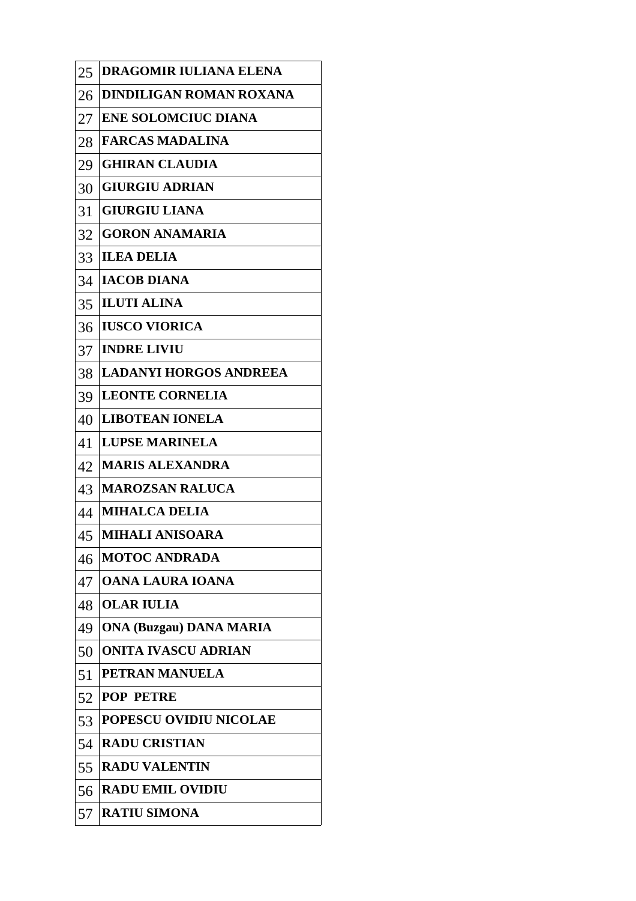| 25 | **DRAGOMIR IULIANA ELENA** |
|---|---|
| 26 | **DINDILIGAN ROMAN ROXANA** |
| 27 | **ENE SOLOMCIUC DIANA** |
| 28 | **FARCAS MADALINA** |
| 29 | **GHIRAN CLAUDIA** |
| 30 | **GIURGIU ADRIAN** |
| 31 | **GIURGIU LIANA** |
| 32 | **GORON ANAMARIA** |
| 33 | **ILEA DELIA** |
| 34 | **IACOB DIANA** |
| 35 | **ILUTI ALINA** |
| 36 | **IUSCO VIORICA** |
| 37 | **INDRE LIVIU** |
| 38 | **LADANYI HORGOS ANDREEA** |
| 39 | **LEONTE CORNELIA** |
| 40 | **LIBOTEAN IONELA** |
| 41 | **LUPSE MARINELA** |
| 42 | **MARIS ALEXANDRA** |
| 43 | **MAROZSAN RALUCA** |
| 44 | **MIHALCA DELIA** |
| 45 | **MIHALI ANISOARA** |
| 46 | **MOTOC ANDRADA** |
| 47 | **OANA LAURA IOANA** |
| 48 | **OLAR IULIA** |
| 49 | **ONA (Buzgau) DANA MARIA** |
| 50 | **ONITA IVASCU ADRIAN** |
| 51 | **PETRAN MANUELA** |
| 52 | **POP PETRE** |
| 53 | **POPESCU OVIDIU NICOLAE** |
| 54 | **RADU CRISTIAN** |
| 55 | **RADU VALENTIN** |
| 56 | **RADU EMIL OVIDIU** |
| 57 | **RATIU SIMONA** |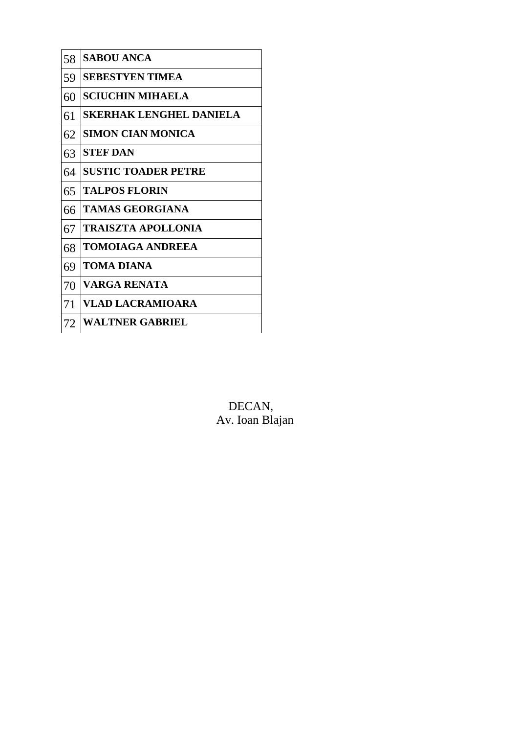| | |
|---|---|
| 58 | **SABOU ANCA** |
| 59 | **SEBESTYEN TIMEA** |
| 60 | **SCIUCHIN MIHAELA** |
| 61 | **SKERHAK LENGHEL DANIELA** |
| 62 | **SIMON CIAN MONICA** |
| 63 | **STEF DAN** |
| 64 | **SUSTIC TOADER PETRE** |
| 65 | **TALPOS FLORIN** |
| 66 | **TAMAS GEORGIANA** |
| 67 | **TRAISZTA APOLLONIA** |
| 68 | **TOMOIAGA ANDREEA** |
| 69 | **TOMA DIANA** |
| 70 | **VARGA RENATA** |
| 71 | **VLAD LACRAMIOARA** |
| 72 | **WALTNER GABRIEL** |

DECAN,
Av. Ioan Blajan